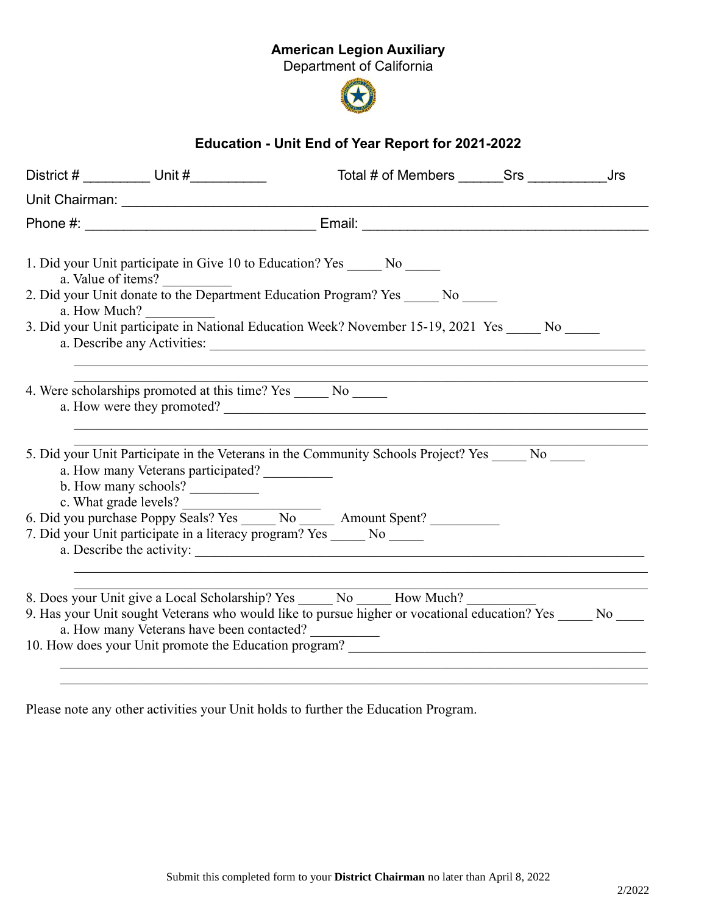**American Legion Auxiliary**
Department of California

## Education - Unit End of Year Report for 2021-2022

District # _________ Unit #__________ Total # of Members ______Srs __________Jrs

Unit Chairman: ________________________________________________________________

Phone #: ______________________________ Email: ____________________________________

1. Did your Unit participate in Give 10 to Education? Yes _____ No _____
   a. Value of items? __________
2. Did your Unit donate to the Department Education Program? Yes _____ No _____
   a. How Much? __________
3. Did your Unit participate in National Education Week? November 15-19, 2021 Yes _____ No _____
   a. Describe any Activities: ______________________________________________________________
   ______________________________________________________________________________
   ______________________________________________________________________________
4. Were scholarships promoted at this time? Yes _____ No _____
   a. How were they promoted? ______________________________________________________________
   ______________________________________________________________________________
   ______________________________________________________________________________
5. Did your Unit Participate in the Veterans in the Community Schools Project? Yes _____ No _____
   a. How many Veterans participated? __________
   b. How many schools? __________
   c. What grade levels? ____________________
6. Did you purchase Poppy Seals? Yes _____ No _____ Amount Spent? __________
7. Did your Unit participate in a literacy program? Yes _____ No _____
   a. Describe the activity: ______________________________________________________________
   ______________________________________________________________________________
   ______________________________________________________________________________
8. Does your Unit give a Local Scholarship? Yes _____ No _____ How Much? __________
9. Has your Unit sought Veterans who would like to pursue higher or vocational education? Yes _____ No ____
   a. How many Veterans have been contacted? __________
10. How does your Unit promote the Education program? ___________________________________________
    ______________________________________________________________________________
    ______________________________________________________________________________

Please note any other activities your Unit holds to further the Education Program.

Submit this completed form to your **District Chairman** no later than April 8, 2022

2/2022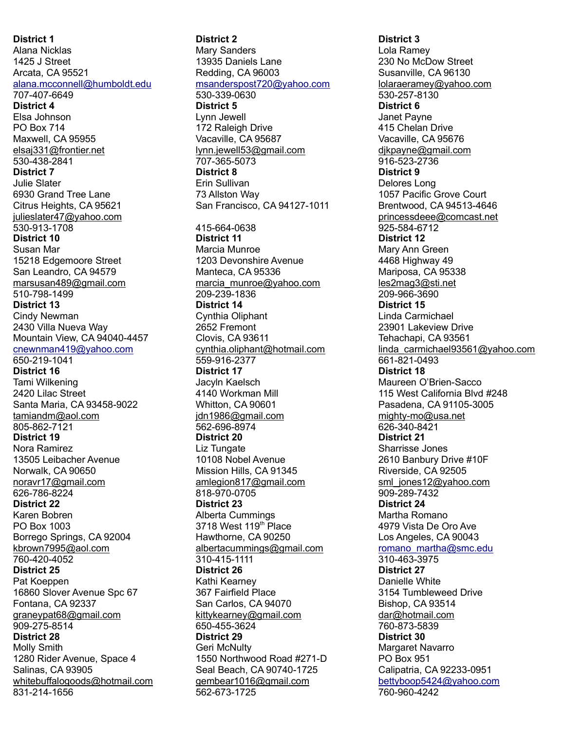**District 1**
Alana Nicklas
1425 J Street
Arcata, CA 95521
alana.mcconnell@humboldt.edu
707-407-6649

**District 2**
Mary Sanders
13935 Daniels Lane
Redding, CA 96003
msanderspost720@yahoo.com
530-339-0630

**District 3**
Lola Ramey
230 No McDow Street
Susanville, CA 96130
lolaraeramey@yahoo.com
530-257-8130

**District 4**
Elsa Johnson
PO Box 714
Maxwell, CA 95955
elsaj331@frontier.net
530-438-2841

**District 5**
Lynn Jewell
172 Raleigh Drive
Vacaville, CA 95687
lynn.jewell53@gmail.com
707-365-5073

**District 6**
Janet Payne
415 Chelan Drive
Vacaville, CA 95676
djkpayne@gmail.com
916-523-2736

**District 7**
Julie Slater
6930 Grand Tree Lane
Citrus Heights, CA 95621
julieslater47@yahoo.com
530-913-1708

**District 8**
Erin Sullivan
73 Allston Way
San Francisco, CA 94127-1011

415-664-0638

**District 9**
Delores Long
1057 Pacific Grove Court
Brentwood, CA 94513-4646
princessdeee@comcast.net
925-584-6712

**District 10**
Susan Mar
15218 Edgemoore Street
San Leandro, CA 94579
marsusan489@gmail.com
510-798-1499

**District 11**
Marcia Munroe
1203 Devonshire Avenue
Manteca, CA 95336
marcia_munroe@yahoo.com
209-239-1836

**District 12**
Mary Ann Green
4468 Highway 49
Mariposa, CA 95338
les2mag3@sti.net
209-966-3690

**District 13**
Cindy Newman
2430 Villa Nueva Way
Mountain View, CA 94040-4457
cnewnman419@yahoo.com
650-219-1041

**District 14**
Cynthia Oliphant
2652 Fremont
Clovis, CA 93611
cynthia.oliphant@hotmail.com
559-916-2377

**District 15**
Linda Carmichael
23901 Lakeview Drive
Tehachapi, CA 93561
linda_carmichael93561@yahoo.com
661-821-0493

**District 16**
Tami Wilkening
2420 Lilac Street
Santa Maria, CA 93458-9022
tamiandm@aol.com
805-862-7121

**District 17**
Jacyln Kaelsch
4140 Workman Mill
Whitton, CA 90601
jdn1986@gmail.com
562-696-8974

**District 18**
Maureen O'Brien-Sacco
115 West California Blvd #248
Pasadena, CA 91105-3005
mighty-mo@usa.net
626-340-8421

**District 19**
Nora Ramirez
13505 Leibacher Avenue
Norwalk, CA 90650
noravr17@gmail.com
626-786-8224

**District 20**
Liz Tungate
10108 Nobel Avenue
Mission Hills, CA 91345
amlegion817@gmail.com
818-970-0705

**District 21**
Sharrisse Jones
2610 Banbury Drive #10F
Riverside, CA 92505
sml_jones12@yahoo.com
909-289-7432

**District 22**
Karen Bobren
PO Box 1003
Borrego Springs, CA 92004
kbrown7995@aol.com
760-420-4052

**District 23**
Alberta Cummings
3718 West 119th Place
Hawthorne, CA 90250
albertacummings@gmail.com
310-415-1111

**District 24**
Martha Romano
4979 Vista De Oro Ave
Los Angeles, CA 90043
romano_martha@smc.edu
310-463-3975

**District 25**
Pat Koeppen
16860 Slover Avenue Spc 67
Fontana, CA 92337
graneypat68@gmail.com
909-275-8514

**District 26**
Kathi Kearney
367 Fairfield Place
San Carlos, CA 94070
kittykearney@gmail.com
650-455-3624

**District 27**
Danielle White
3154 Tumbleweed Drive
Bishop, CA 93514
dar@hotmail.com
760-873-5839

**District 28**
Molly Smith
1280 Rider Avenue, Space 4
Salinas, CA 93905
whitebuffalogoods@hotmail.com
831-214-1656

**District 29**
Geri McNulty
1550 Northwood Road #271-D
Seal Beach, CA 90740-1725
gembear1016@gmail.com
562-673-1725

**District 30**
Margaret Navarro
PO Box 951
Calipatria, CA 92233-0951
bettyboop5424@yahoo.com
760-960-4242